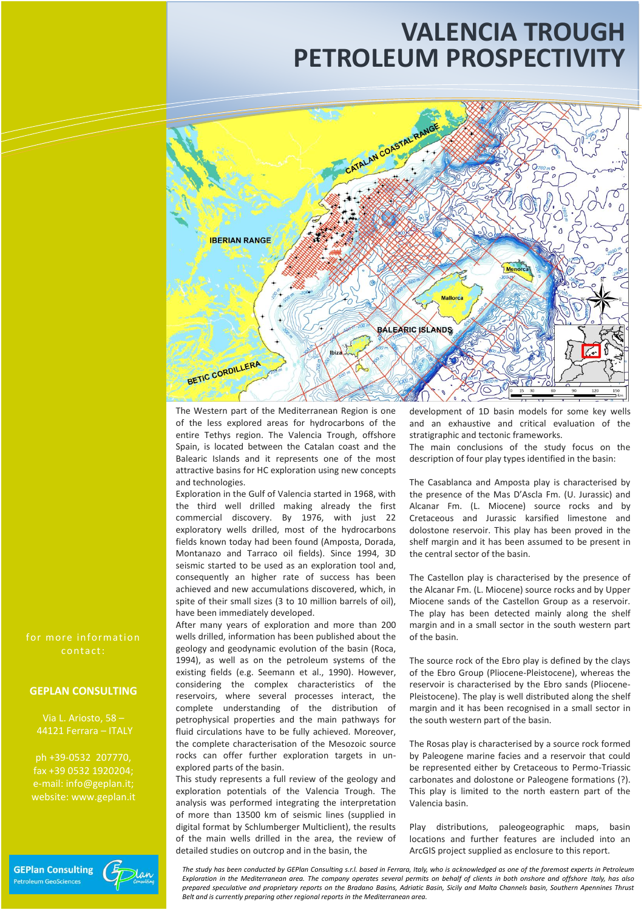# VALENCIA TROUGH PETROLEUM PROSPECTIVITY

The Western part of the Mediterranean Region is one of the less explored areas for hydrocarbons of the entire Tethys region. The Valencia Trough, offshore Spain, is located between the Catalan coast and the Balearic Islands and it represents one of the most attractive basins for HC exploration using new concepts and technologies.

Exploration in the Gulf of Valencia started in 1968, with the third well drilled making already the first commercial discovery. By 1976, with just 22 exploratory wells drilled, most of the hydrocarbons fields known today had been found (Amposta, Dorada, Montanazo and Tarraco oil fields). Since 1994, 3D seismic started to be used as an exploration tool and, consequently an higher rate of success has been achieved and new accumulations discovered, which, in spite of their small sizes (3 to 10 million barrels of oil), have been immediately developed.

After many years of exploration and more than 200 wells drilled, information has been published about the geology and geodynamic evolution of the basin (Roca, 1994), as well as on the petroleum systems of the existing fields (e.g. Seemann et al., 1990). However, considering the complex characteristics of the reservoirs, where several processes interact, the complete understanding of the distribution of petrophysical properties and the main pathways for fluid circulations have to be fully achieved. Moreover, the complete characterisation of the Mesozoic source rocks can offer further exploration targets in un-explored parts of the basin.

This study represents a full review of the geology and exploration potentials of the Valencia Trough. The analysis was performed integrating the interpretation of more than 13500 km of seismic lines (supplied in digital format by Schlumberger Multiclient), the results of the main wells drilled in the area, the review of detailed studies on outcrop and in the basin, the development of 1D basin models for some key wells and an exhaustive and critical evaluation of the stratigraphic and tectonic frameworks.

The main conclusions of the study focus on the description of four play types identified in the basin:

The Casablanca and Amposta play is characterised by the presence of the Mas D'Ascla Fm. (U. Jurassic) and Alcanar Fm. (L. Miocene) source rocks and by Cretaceous and Jurassic karsified limestone and dolostone reservoir. This play has been proved in the shelf margin and it has been assumed to be present in the central sector of the basin.

The Castellon play is characterised by the presence of the Alcanar Fm. (L. Miocene) source rocks and by Upper Miocene sands of the Castellon Group as a reservoir. The play has been detected mainly along the shelf margin and in a small sector in the south western part of the basin.

The source rock of the Ebro play is defined by the clays of the Ebro Group (Pliocene-Pleistocene), whereas the reservoir is characterised by the Ebro sands (Pliocene-Pleistocene). The play is well distributed along the shelf margin and it has been recognised in a small sector in the south western part of the basin.

The Rosas play is characterised by a source rock formed by Paleogene marine facies and a reservoir that could be represented either by Cretaceous to Permo-Triassic carbonates and dolostone or Paleogene formations (?). This play is limited to the north eastern part of the Valencia basin.

Play distributions, paleogeographic maps, basin locations and further features are included into an ArcGIS project supplied as enclosure to this report.

for more information contact:

**GEPLAN CONSULTING**

Via L. Ariosto, 58 – 44121 Ferrara – ITALY

ph +39-0532 207770,
fax +39 0532 1920204;
e-mail: info@geplan.it;
website: www.geplan.it

GEPlan Consulting
Petroleum GeoSciences

*The study has been conducted by GEPlan Consulting s.r.l. based in Ferrara, Italy, who is acknowledged as one of the foremost experts in Petroleum Exploration in the Mediterranean area. The company operates several permits on behalf of clients in both onshore and offshore Italy, has also prepared speculative and proprietary reports on the Bradano Basins, Adriatic Basin, Sicily and Malta Channels basin, Southern Apennines Thrust Belt and is currently preparing other regional reports in the Mediterranean area.*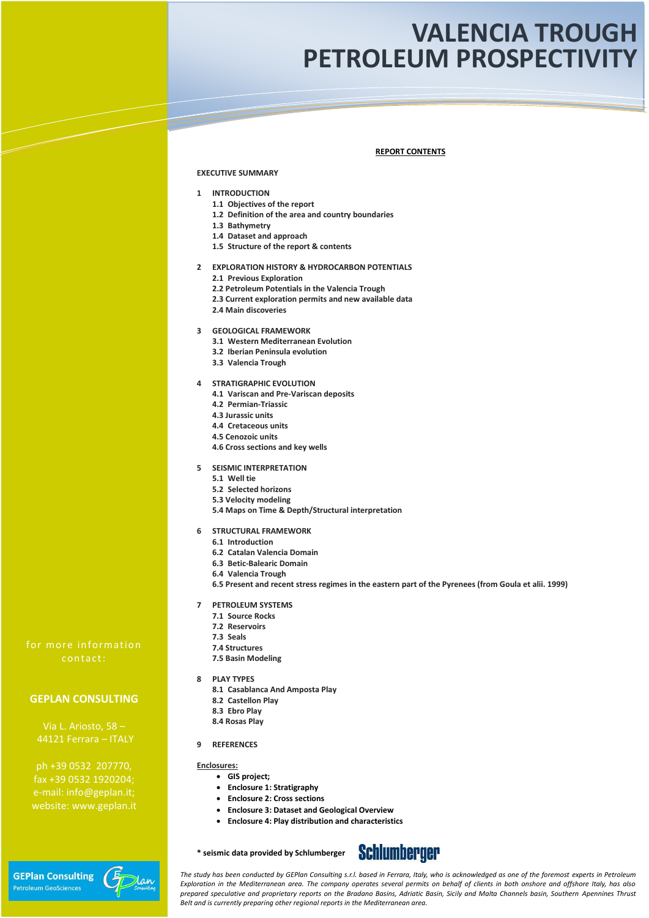# VALENCIA TROUGH PETROLEUM PROSPECTIVITY

**REPORT CONTENTS**

**EXECUTIVE SUMMARY**

**1 INTRODUCTION**
- **1.1 Objectives of the report**
- **1.2 Definition of the area and country boundaries**
- **1.3 Bathymetry**
- **1.4 Dataset and approach**
- **1.5 Structure of the report & contents**

**2 EXPLORATION HISTORY & HYDROCARBON POTENTIALS**
- **2.1 Previous Exploration**
- **2.2 Petroleum Potentials in the Valencia Trough**
- **2.3 Current exploration permits and new available data**
- **2.4 Main discoveries**

**3 GEOLOGICAL FRAMEWORK**
- **3.1 Western Mediterranean Evolution**
- **3.2 Iberian Peninsula evolution**
- **3.3 Valencia Trough**

**4 STRATIGRAPHIC EVOLUTION**
- **4.1 Variscan and Pre-Variscan deposits**
- **4.2 Permian-Triassic**
- **4.3 Jurassic units**
- **4.4 Cretaceous units**
- **4.5 Cenozoic units**
- **4.6 Cross sections and key wells**

**5 SEISMIC INTERPRETATION**
- **5.1 Well tie**
- **5.2 Selected horizons**
- **5.3 Velocity modeling**
- **5.4 Maps on Time & Depth/Structural interpretation**

**6 STRUCTURAL FRAMEWORK**
- **6.1 Introduction**
- **6.2 Catalan Valencia Domain**
- **6.3 Betic-Balearic Domain**
- **6.4 Valencia Trough**
- **6.5 Present and recent stress regimes in the eastern part of the Pyrenees (from Goula et alii. 1999)**

**7 PETROLEUM SYSTEMS**
- **7.1 Source Rocks**
- **7.2 Reservoirs**
- **7.3 Seals**
- **7.4 Structures**
- **7.5 Basin Modeling**

**8 PLAY TYPES**
- **8.1 Casablanca And Amposta Play**
- **8.2 Castellon Play**
- **8.3 Ebro Play**
- **8.4 Rosas Play**

**9 REFERENCES**

**Enclosures:**
- **GIS project;**
- **Enclosure 1: Stratigraphy**
- **Enclosure 2: Cross sections**
- **Enclosure 3: Dataset and Geological Overview**
- **Enclosure 4: Play distribution and characteristics**

**\* seismic data provided by Schlumberger** Schlumberger

for more information contact:

**GEPLAN CONSULTING**

Via L. Ariosto, 58 – 44121 Ferrara – ITALY

ph +39 0532 207770, fax +39 0532 1920204; e-mail: info@geplan.it; website: www.geplan.it

GEPlan Consulting
Petroleum GeoSciences

*The study has been conducted by GEPlan Consulting s.r.l. based in Ferrara, Italy, who is acknowledged as one of the foremost experts in Petroleum Exploration in the Mediterranean area. The company operates several permits on behalf of clients in both onshore and offshore Italy, has also prepared speculative and proprietary reports on the Bradano Basins, Adriatic Basin, Sicily and Malta Channels basin, Southern Apennines Thrust Belt and is currently preparing other regional reports in the Mediterranean area.*